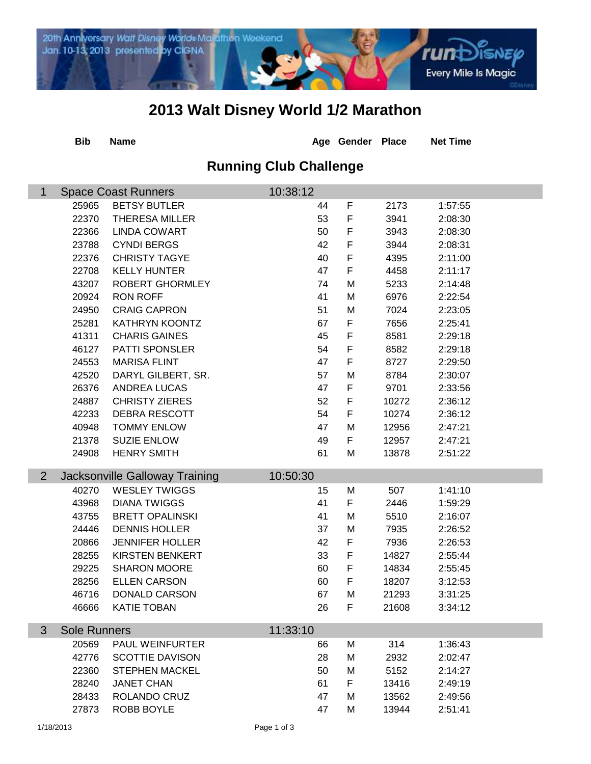# 2013 Walt Disney World 1/2 Marathon

## Running Club Challenge

| | Bib | Name | Age | Gender | Place | Net Time |
|---|---|---|---|---|---|---|
| 1 | Space Coast Runners | | 10:38:12 | | | |
| | 25965 | BETSY BUTLER | 44 | F | 2173 | 1:57:55 |
| | 22370 | THERESA MILLER | 53 | F | 3941 | 2:08:30 |
| | 22366 | LINDA COWART | 50 | F | 3943 | 2:08:30 |
| | 23788 | CYNDI BERGS | 42 | F | 3944 | 2:08:31 |
| | 22376 | CHRISTY TAGYE | 40 | F | 4395 | 2:11:00 |
| | 22708 | KELLY HUNTER | 47 | F | 4458 | 2:11:17 |
| | 43207 | ROBERT GHORMLEY | 74 | M | 5233 | 2:14:48 |
| | 20924 | RON ROFF | 41 | M | 6976 | 2:22:54 |
| | 24950 | CRAIG CAPRON | 51 | M | 7024 | 2:23:05 |
| | 25281 | KATHRYN KOONTZ | 67 | F | 7656 | 2:25:41 |
| | 41311 | CHARIS GAINES | 45 | F | 8581 | 2:29:18 |
| | 46127 | PATTI SPONSLER | 54 | F | 8582 | 2:29:18 |
| | 24553 | MARISA FLINT | 47 | F | 8727 | 2:29:50 |
| | 42520 | DARYL GILBERT, SR. | 57 | M | 8784 | 2:30:07 |
| | 26376 | ANDREA LUCAS | 47 | F | 9701 | 2:33:56 |
| | 24887 | CHRISTY ZIERES | 52 | F | 10272 | 2:36:12 |
| | 42233 | DEBRA RESCOTT | 54 | F | 10274 | 2:36:12 |
| | 40948 | TOMMY ENLOW | 47 | M | 12956 | 2:47:21 |
| | 21378 | SUZIE ENLOW | 49 | F | 12957 | 2:47:21 |
| | 24908 | HENRY SMITH | 61 | M | 13878 | 2:51:22 |
| 2 | Jacksonville Galloway Training | | 10:50:30 | | | |
| | 40270 | WESLEY TWIGGS | 15 | M | 507 | 1:41:10 |
| | 43968 | DIANA TWIGGS | 41 | F | 2446 | 1:59:29 |
| | 43755 | BRETT OPALINSKI | 41 | M | 5510 | 2:16:07 |
| | 24446 | DENNIS HOLLER | 37 | M | 7935 | 2:26:52 |
| | 20866 | JENNIFER HOLLER | 42 | F | 7936 | 2:26:53 |
| | 28255 | KIRSTEN BENKERT | 33 | F | 14827 | 2:55:44 |
| | 29225 | SHARON MOORE | 60 | F | 14834 | 2:55:45 |
| | 28256 | ELLEN CARSON | 60 | F | 18207 | 3:12:53 |
| | 46716 | DONALD CARSON | 67 | M | 21293 | 3:31:25 |
| | 46666 | KATIE TOBAN | 26 | F | 21608 | 3:34:12 |
| 3 | Sole Runners | | 11:33:10 | | | |
| | 20569 | PAUL WEINFURTER | 66 | M | 314 | 1:36:43 |
| | 42776 | SCOTTIE DAVISON | 28 | M | 2932 | 2:02:47 |
| | 22360 | STEPHEN MACKEL | 50 | M | 5152 | 2:14:27 |
| | 28240 | JANET CHAN | 61 | F | 13416 | 2:49:19 |
| | 28433 | ROLANDO CRUZ | 47 | M | 13562 | 2:49:56 |
| | 27873 | ROBB BOYLE | 47 | M | 13944 | 2:51:41 |

1/18/2013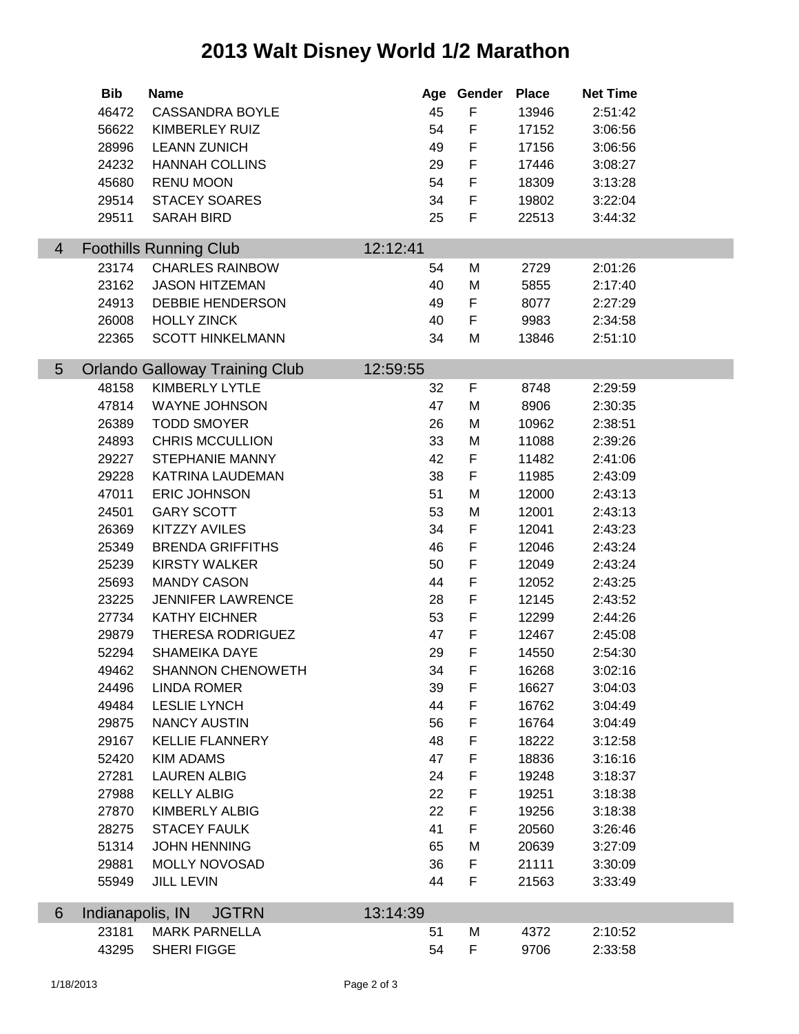# 2013 Walt Disney World 1/2 Marathon

| | Bib | Name | | Age | Gender | Place | Net Time |
|---|---|---|---|---|---|---|---|
| | 46472 | CASSANDRA BOYLE | | 45 | F | 13946 | 2:51:42 |
| | 56622 | KIMBERLEY RUIZ | | 54 | F | 17152 | 3:06:56 |
| | 28996 | LEANN ZUNICH | | 49 | F | 17156 | 3:06:56 |
| | 24232 | HANNAH COLLINS | | 29 | F | 17446 | 3:08:27 |
| | 45680 | RENU MOON | | 54 | F | 18309 | 3:13:28 |
| | 29514 | STACEY SOARES | | 34 | F | 19802 | 3:22:04 |
| | 29511 | SARAH BIRD | | 25 | F | 22513 | 3:44:32 |
| 4 | Foothills Running Club | | 12:12:41 | | | | |
| | 23174 | CHARLES RAINBOW | | 54 | M | 2729 | 2:01:26 |
| | 23162 | JASON HITZEMAN | | 40 | M | 5855 | 2:17:40 |
| | 24913 | DEBBIE HENDERSON | | 49 | F | 8077 | 2:27:29 |
| | 26008 | HOLLY ZINCK | | 40 | F | 9983 | 2:34:58 |
| | 22365 | SCOTT HINKELMANN | | 34 | M | 13846 | 2:51:10 |
| 5 | Orlando Galloway Training Club | | 12:59:55 | | | | |
| | 48158 | KIMBERLY LYTLE | | 32 | F | 8748 | 2:29:59 |
| | 47814 | WAYNE JOHNSON | | 47 | M | 8906 | 2:30:35 |
| | 26389 | TODD SMOYER | | 26 | M | 10962 | 2:38:51 |
| | 24893 | CHRIS MCCULLION | | 33 | M | 11088 | 2:39:26 |
| | 29227 | STEPHANIE MANNY | | 42 | F | 11482 | 2:41:06 |
| | 29228 | KATRINA LAUDEMAN | | 38 | F | 11985 | 2:43:09 |
| | 47011 | ERIC JOHNSON | | 51 | M | 12000 | 2:43:13 |
| | 24501 | GARY SCOTT | | 53 | M | 12001 | 2:43:13 |
| | 26369 | KITZZY AVILES | | 34 | F | 12041 | 2:43:23 |
| | 25349 | BRENDA GRIFFITHS | | 46 | F | 12046 | 2:43:24 |
| | 25239 | KIRSTY WALKER | | 50 | F | 12049 | 2:43:24 |
| | 25693 | MANDY CASON | | 44 | F | 12052 | 2:43:25 |
| | 23225 | JENNIFER LAWRENCE | | 28 | F | 12145 | 2:43:52 |
| | 27734 | KATHY EICHNER | | 53 | F | 12299 | 2:44:26 |
| | 29879 | THERESA RODRIGUEZ | | 47 | F | 12467 | 2:45:08 |
| | 52294 | SHAMEIKA DAYE | | 29 | F | 14550 | 2:54:30 |
| | 49462 | SHANNON CHENOWETH | | 34 | F | 16268 | 3:02:16 |
| | 24496 | LINDA ROMER | | 39 | F | 16627 | 3:04:03 |
| | 49484 | LESLIE LYNCH | | 44 | F | 16762 | 3:04:49 |
| | 29875 | NANCY AUSTIN | | 56 | F | 16764 | 3:04:49 |
| | 29167 | KELLIE FLANNERY | | 48 | F | 18222 | 3:12:58 |
| | 52420 | KIM ADAMS | | 47 | F | 18836 | 3:16:16 |
| | 27281 | LAUREN ALBIG | | 24 | F | 19248 | 3:18:37 |
| | 27988 | KELLY ALBIG | | 22 | F | 19251 | 3:18:38 |
| | 27870 | KIMBERLY ALBIG | | 22 | F | 19256 | 3:18:38 |
| | 28275 | STACEY FAULK | | 41 | F | 20560 | 3:26:46 |
| | 51314 | JOHN HENNING | | 65 | M | 20639 | 3:27:09 |
| | 29881 | MOLLY NOVOSAD | | 36 | F | 21111 | 3:30:09 |
| | 55949 | JILL LEVIN | | 44 | F | 21563 | 3:33:49 |
| 6 | Indianapolis, IN JGTRN | | 13:14:39 | | | | |
| | 23181 | MARK PARNELLA | | 51 | M | 4372 | 2:10:52 |
| | 43295 | SHERI FIGGE | | 54 | F | 9706 | 2:33:58 |

1/18/2013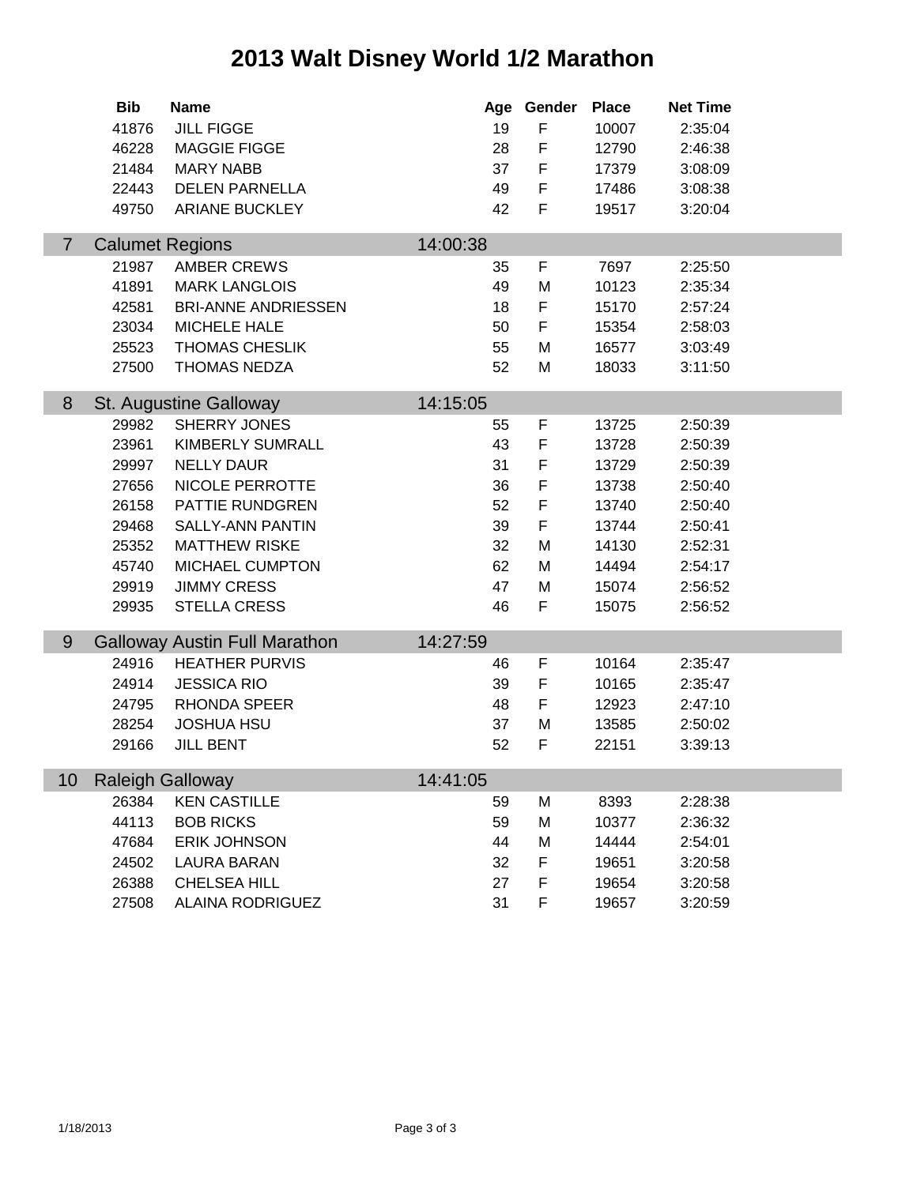# 2013 Walt Disney World 1/2 Marathon

| | Bib | Name | | Age | Gender | Place | Net Time |
|---|---|---|---|---|---|---|---|
| | 41876 | JILL FIGGE | | 19 | F | 10007 | 2:35:04 |
| | 46228 | MAGGIE FIGGE | | 28 | F | 12790 | 2:46:38 |
| | 21484 | MARY NABB | | 37 | F | 17379 | 3:08:09 |
| | 22443 | DELEN PARNELLA | | 49 | F | 17486 | 3:08:38 |
| | 49750 | ARIANE BUCKLEY | | 42 | F | 19517 | 3:20:04 |
| 7 | Calumet Regions | | 14:00:38 | | | | |
| | 21987 | AMBER CREWS | | 35 | F | 7697 | 2:25:50 |
| | 41891 | MARK LANGLOIS | | 49 | M | 10123 | 2:35:34 |
| | 42581 | BRI-ANNE ANDRIESSEN | | 18 | F | 15170 | 2:57:24 |
| | 23034 | MICHELE HALE | | 50 | F | 15354 | 2:58:03 |
| | 25523 | THOMAS CHESLIK | | 55 | M | 16577 | 3:03:49 |
| | 27500 | THOMAS NEDZA | | 52 | M | 18033 | 3:11:50 |
| 8 | St. Augustine Galloway | | 14:15:05 | | | | |
| | 29982 | SHERRY JONES | | 55 | F | 13725 | 2:50:39 |
| | 23961 | KIMBERLY SUMRALL | | 43 | F | 13728 | 2:50:39 |
| | 29997 | NELLY DAUR | | 31 | F | 13729 | 2:50:39 |
| | 27656 | NICOLE PERROTTE | | 36 | F | 13738 | 2:50:40 |
| | 26158 | PATTIE RUNDGREN | | 52 | F | 13740 | 2:50:40 |
| | 29468 | SALLY-ANN PANTIN | | 39 | F | 13744 | 2:50:41 |
| | 25352 | MATTHEW RISKE | | 32 | M | 14130 | 2:52:31 |
| | 45740 | MICHAEL CUMPTON | | 62 | M | 14494 | 2:54:17 |
| | 29919 | JIMMY CRESS | | 47 | M | 15074 | 2:56:52 |
| | 29935 | STELLA CRESS | | 46 | F | 15075 | 2:56:52 |
| 9 | Galloway Austin Full Marathon | | 14:27:59 | | | | |
| | 24916 | HEATHER PURVIS | | 46 | F | 10164 | 2:35:47 |
| | 24914 | JESSICA RIO | | 39 | F | 10165 | 2:35:47 |
| | 24795 | RHONDA SPEER | | 48 | F | 12923 | 2:47:10 |
| | 28254 | JOSHUA HSU | | 37 | M | 13585 | 2:50:02 |
| | 29166 | JILL BENT | | 52 | F | 22151 | 3:39:13 |
| 10 | Raleigh Galloway | | 14:41:05 | | | | |
| | 26384 | KEN CASTILLE | | 59 | M | 8393 | 2:28:38 |
| | 44113 | BOB RICKS | | 59 | M | 10377 | 2:36:32 |
| | 47684 | ERIK JOHNSON | | 44 | M | 14444 | 2:54:01 |
| | 24502 | LAURA BARAN | | 32 | F | 19651 | 3:20:58 |
| | 26388 | CHELSEA HILL | | 27 | F | 19654 | 3:20:58 |
| | 27508 | ALAINA RODRIGUEZ | | 31 | F | 19657 | 3:20:59 |

1/18/2013